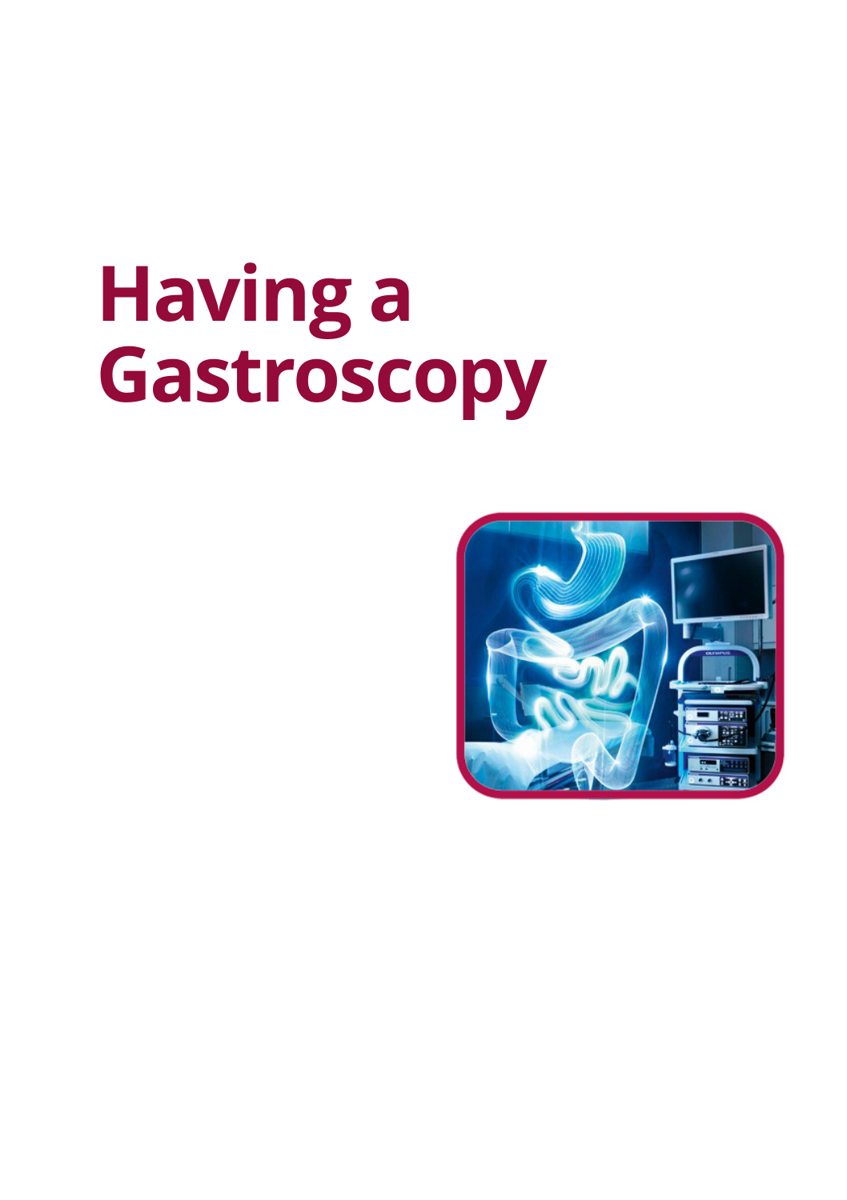# Having a Gastroscopy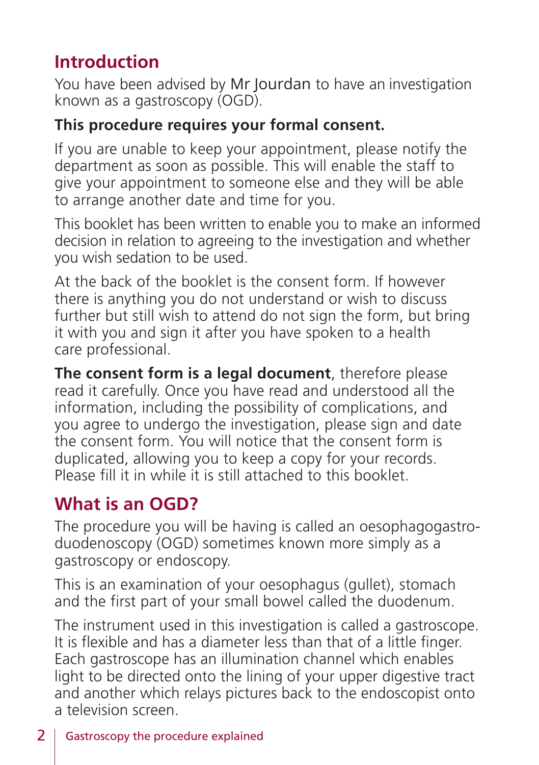## Introduction

You have been advised by Mr Jourdan to have an investigation known as a gastroscopy (OGD).

**This procedure requires your formal consent.**

If you are unable to keep your appointment, please notify the department as soon as possible. This will enable the staff to give your appointment to someone else and they will be able to arrange another date and time for you.

This booklet has been written to enable you to make an informed decision in relation to agreeing to the investigation and whether you wish sedation to be used.

At the back of the booklet is the consent form. If however there is anything you do not understand or wish to discuss further but still wish to attend do not sign the form, but bring it with you and sign it after you have spoken to a health care professional.

**The consent form is a legal document**, therefore please read it carefully. Once you have read and understood all the information, including the possibility of complications, and you agree to undergo the investigation, please sign and date the consent form. You will notice that the consent form is duplicated, allowing you to keep a copy for your records. Please fill it in while it is still attached to this booklet.

## What is an OGD?

The procedure you will be having is called an oesophagogastro-duodenoscopy (OGD) sometimes known more simply as a gastroscopy or endoscopy.

This is an examination of your oesophagus (gullet), stomach and the first part of your small bowel called the duodenum.

The instrument used in this investigation is called a gastroscope. It is flexible and has a diameter less than that of a little finger. Each gastroscope has an illumination channel which enables light to be directed onto the lining of your upper digestive tract and another which relays pictures back to the endoscopist onto a television screen.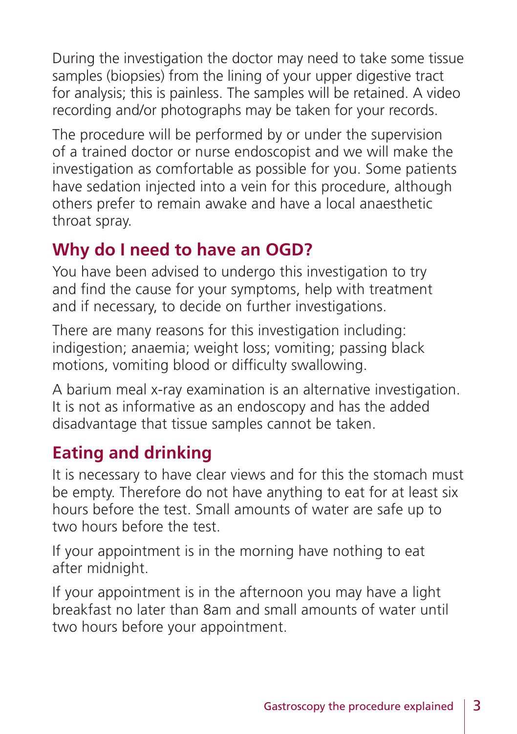During the investigation the doctor may need to take some tissue samples (biopsies) from the lining of your upper digestive tract for analysis; this is painless. The samples will be retained. A video recording and/or photographs may be taken for your records.

The procedure will be performed by or under the supervision of a trained doctor or nurse endoscopist and we will make the investigation as comfortable as possible for you. Some patients have sedation injected into a vein for this procedure, although others prefer to remain awake and have a local anaesthetic throat spray.

## Why do I need to have an OGD?

You have been advised to undergo this investigation to try and find the cause for your symptoms, help with treatment and if necessary, to decide on further investigations.

There are many reasons for this investigation including: indigestion; anaemia; weight loss; vomiting; passing black motions, vomiting blood or difficulty swallowing.

A barium meal x-ray examination is an alternative investigation. It is not as informative as an endoscopy and has the added disadvantage that tissue samples cannot be taken.

## Eating and drinking

It is necessary to have clear views and for this the stomach must be empty. Therefore do not have anything to eat for at least six hours before the test. Small amounts of water are safe up to two hours before the test.

If your appointment is in the morning have nothing to eat after midnight.

If your appointment is in the afternoon you may have a light breakfast no later than 8am and small amounts of water until two hours before your appointment.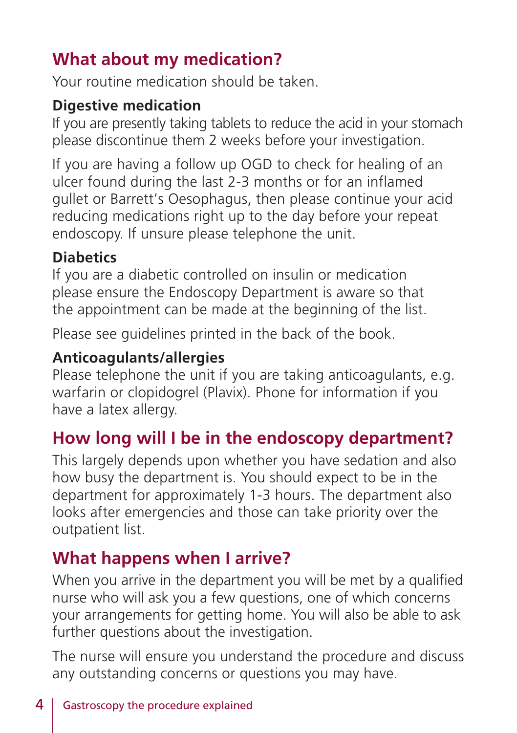## What about my medication?

Your routine medication should be taken.

### Digestive medication

If you are presently taking tablets to reduce the acid in your stomach please discontinue them 2 weeks before your investigation.

If you are having a follow up OGD to check for healing of an ulcer found during the last 2-3 months or for an inflamed gullet or Barrett's Oesophagus, then please continue your acid reducing medications right up to the day before your repeat endoscopy. If unsure please telephone the unit.

### Diabetics

If you are a diabetic controlled on insulin or medication please ensure the Endoscopy Department is aware so that the appointment can be made at the beginning of the list.

Please see guidelines printed in the back of the book.

### Anticoagulants/allergies

Please telephone the unit if you are taking anticoagulants, e.g. warfarin or clopidogrel (Plavix). Phone for information if you have a latex allergy.

## How long will I be in the endoscopy department?

This largely depends upon whether you have sedation and also how busy the department is. You should expect to be in the department for approximately 1-3 hours. The department also looks after emergencies and those can take priority over the outpatient list.

## What happens when I arrive?

When you arrive in the department you will be met by a qualified nurse who will ask you a few questions, one of which concerns your arrangements for getting home. You will also be able to ask further questions about the investigation.

The nurse will ensure you understand the procedure and discuss any outstanding concerns or questions you may have.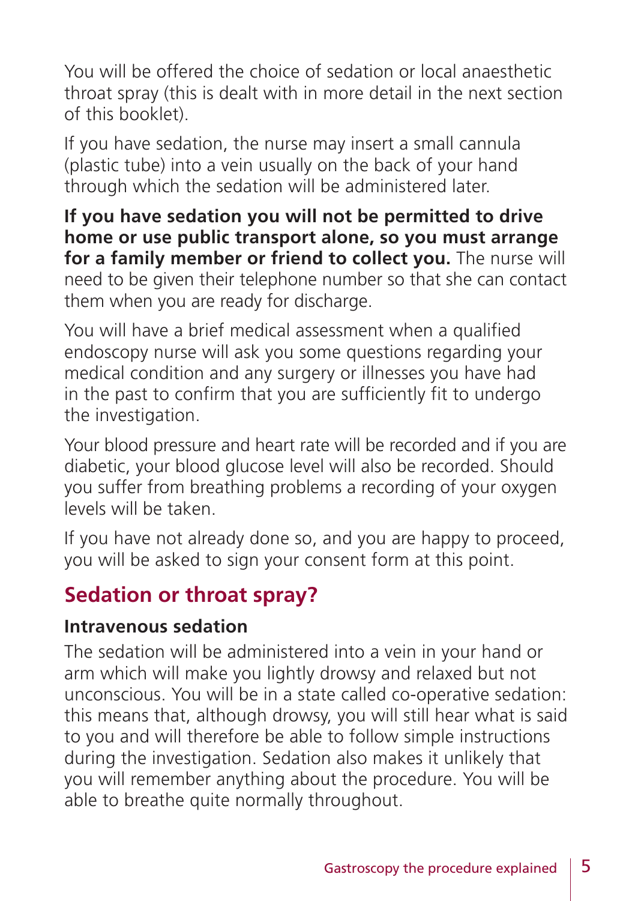You will be offered the choice of sedation or local anaesthetic throat spray (this is dealt with in more detail in the next section of this booklet).

If you have sedation, the nurse may insert a small cannula (plastic tube) into a vein usually on the back of your hand through which the sedation will be administered later.

**If you have sedation you will not be permitted to drive home or use public transport alone, so you must arrange for a family member or friend to collect you.** The nurse will need to be given their telephone number so that she can contact them when you are ready for discharge.

You will have a brief medical assessment when a qualified endoscopy nurse will ask you some questions regarding your medical condition and any surgery or illnesses you have had in the past to confirm that you are sufficiently fit to undergo the investigation.

Your blood pressure and heart rate will be recorded and if you are diabetic, your blood glucose level will also be recorded. Should you suffer from breathing problems a recording of your oxygen levels will be taken.

If you have not already done so, and you are happy to proceed, you will be asked to sign your consent form at this point.

## Sedation or throat spray?

### Intravenous sedation

The sedation will be administered into a vein in your hand or arm which will make you lightly drowsy and relaxed but not unconscious. You will be in a state called co-operative sedation: this means that, although drowsy, you will still hear what is said to you and will therefore be able to follow simple instructions during the investigation. Sedation also makes it unlikely that you will remember anything about the procedure. You will be able to breathe quite normally throughout.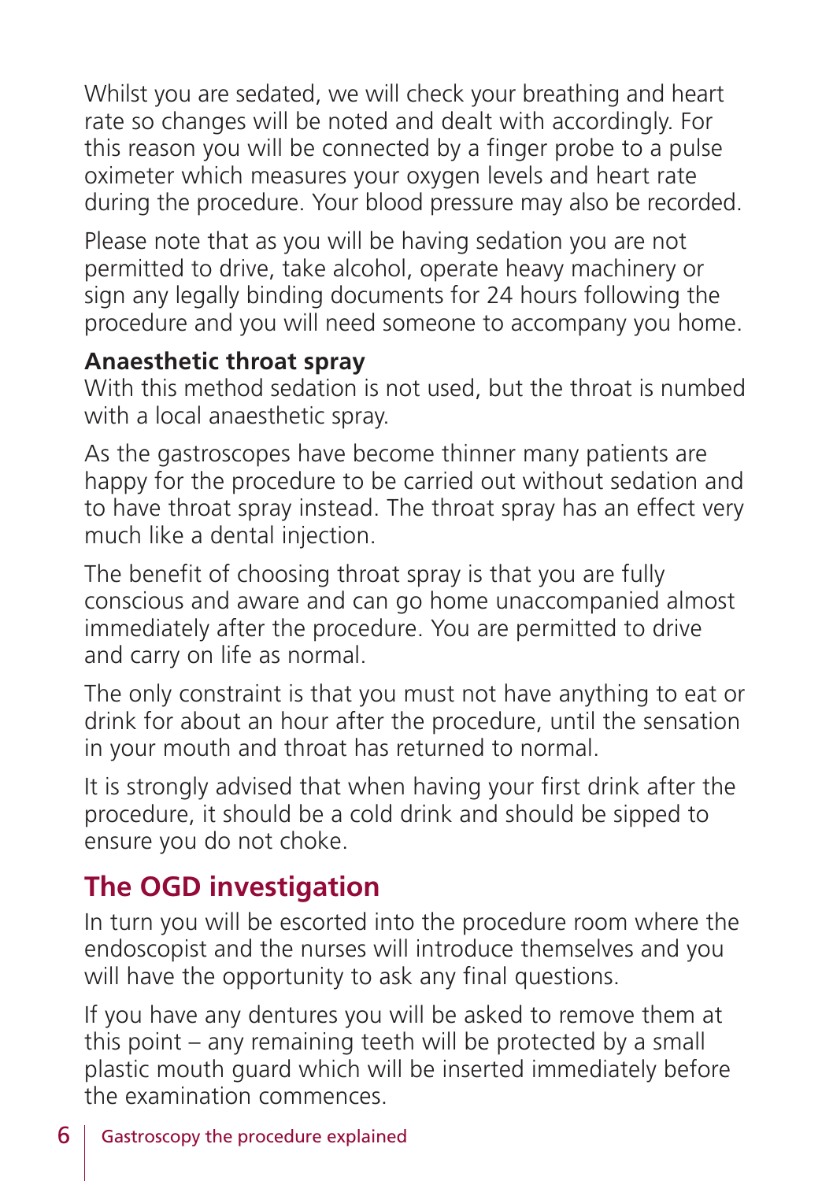Whilst you are sedated, we will check your breathing and heart rate so changes will be noted and dealt with accordingly. For this reason you will be connected by a finger probe to a pulse oximeter which measures your oxygen levels and heart rate during the procedure. Your blood pressure may also be recorded.

Please note that as you will be having sedation you are not permitted to drive, take alcohol, operate heavy machinery or sign any legally binding documents for 24 hours following the procedure and you will need someone to accompany you home.

**Anaesthetic throat spray**
With this method sedation is not used, but the throat is numbed with a local anaesthetic spray.

As the gastroscopes have become thinner many patients are happy for the procedure to be carried out without sedation and to have throat spray instead. The throat spray has an effect very much like a dental injection.

The benefit of choosing throat spray is that you are fully conscious and aware and can go home unaccompanied almost immediately after the procedure. You are permitted to drive and carry on life as normal.

The only constraint is that you must not have anything to eat or drink for about an hour after the procedure, until the sensation in your mouth and throat has returned to normal.

It is strongly advised that when having your first drink after the procedure, it should be a cold drink and should be sipped to ensure you do not choke.

## The OGD investigation

In turn you will be escorted into the procedure room where the endoscopist and the nurses will introduce themselves and you will have the opportunity to ask any final questions.

If you have any dentures you will be asked to remove them at this point – any remaining teeth will be protected by a small plastic mouth guard which will be inserted immediately before the examination commences.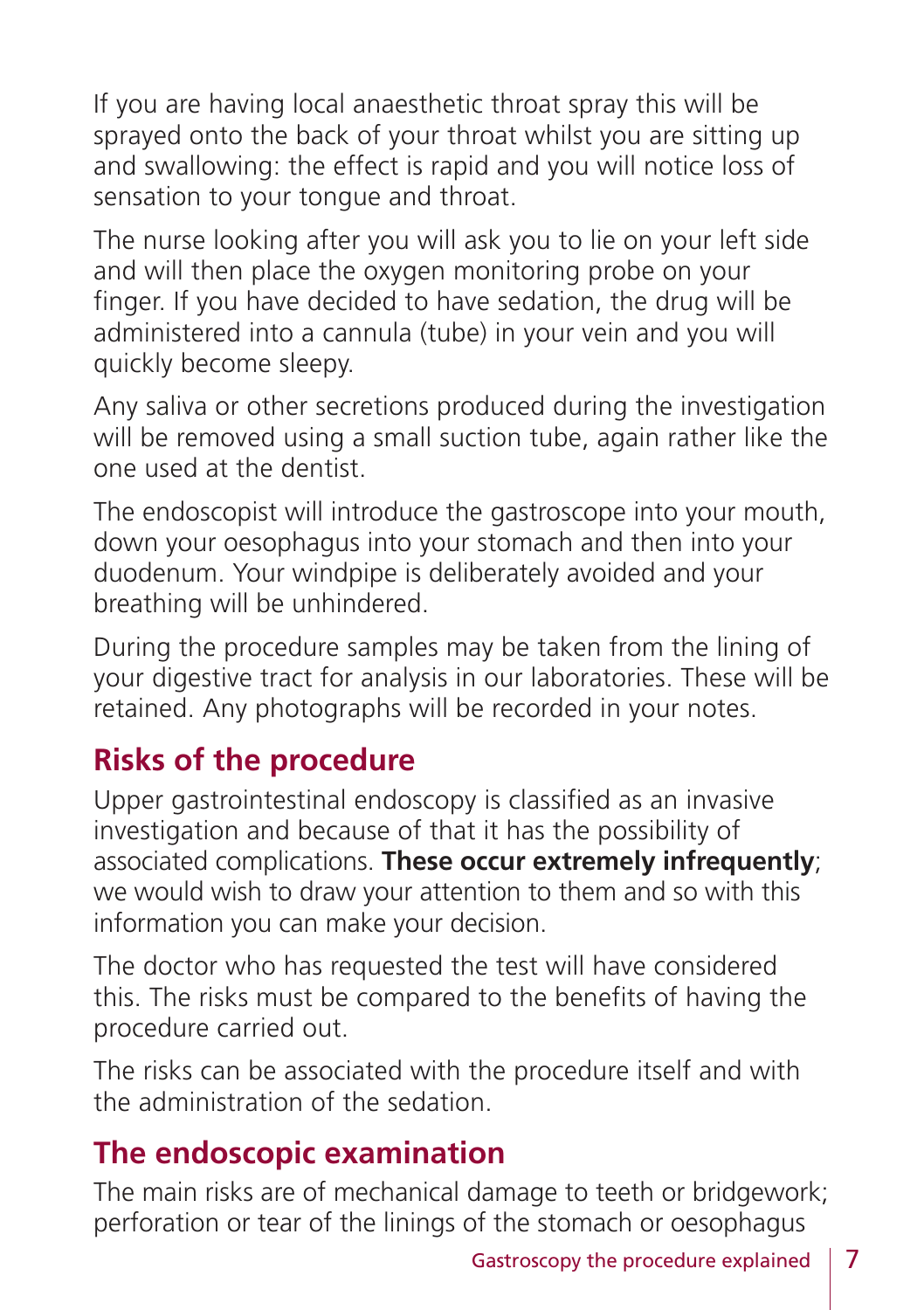If you are having local anaesthetic throat spray this will be sprayed onto the back of your throat whilst you are sitting up and swallowing: the effect is rapid and you will notice loss of sensation to your tongue and throat.

The nurse looking after you will ask you to lie on your left side and will then place the oxygen monitoring probe on your finger. If you have decided to have sedation, the drug will be administered into a cannula (tube) in your vein and you will quickly become sleepy.

Any saliva or other secretions produced during the investigation will be removed using a small suction tube, again rather like the one used at the dentist.

The endoscopist will introduce the gastroscope into your mouth, down your oesophagus into your stomach and then into your duodenum. Your windpipe is deliberately avoided and your breathing will be unhindered.

During the procedure samples may be taken from the lining of your digestive tract for analysis in our laboratories. These will be retained. Any photographs will be recorded in your notes.

## Risks of the procedure

Upper gastrointestinal endoscopy is classified as an invasive investigation and because of that it has the possibility of associated complications. **These occur extremely infrequently**; we would wish to draw your attention to them and so with this information you can make your decision.

The doctor who has requested the test will have considered this. The risks must be compared to the benefits of having the procedure carried out.

The risks can be associated with the procedure itself and with the administration of the sedation.

## The endoscopic examination

The main risks are of mechanical damage to teeth or bridgework; perforation or tear of the linings of the stomach or oesophagus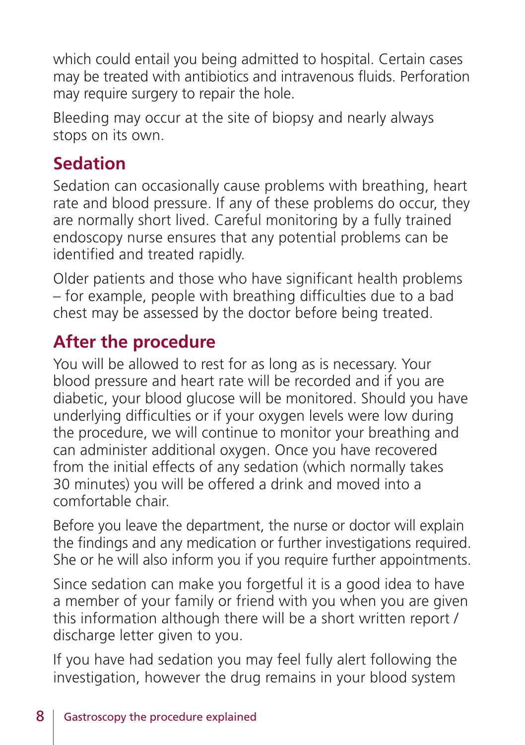which could entail you being admitted to hospital. Certain cases may be treated with antibiotics and intravenous fluids. Perforation may require surgery to repair the hole.

Bleeding may occur at the site of biopsy and nearly always stops on its own.

## Sedation

Sedation can occasionally cause problems with breathing, heart rate and blood pressure. If any of these problems do occur, they are normally short lived. Careful monitoring by a fully trained endoscopy nurse ensures that any potential problems can be identified and treated rapidly.

Older patients and those who have significant health problems – for example, people with breathing difficulties due to a bad chest may be assessed by the doctor before being treated.

## After the procedure

You will be allowed to rest for as long as is necessary. Your blood pressure and heart rate will be recorded and if you are diabetic, your blood glucose will be monitored. Should you have underlying difficulties or if your oxygen levels were low during the procedure, we will continue to monitor your breathing and can administer additional oxygen. Once you have recovered from the initial effects of any sedation (which normally takes 30 minutes) you will be offered a drink and moved into a comfortable chair.

Before you leave the department, the nurse or doctor will explain the findings and any medication or further investigations required. She or he will also inform you if you require further appointments.

Since sedation can make you forgetful it is a good idea to have a member of your family or friend with you when you are given this information although there will be a short written report / discharge letter given to you.

If you have had sedation you may feel fully alert following the investigation, however the drug remains in your blood system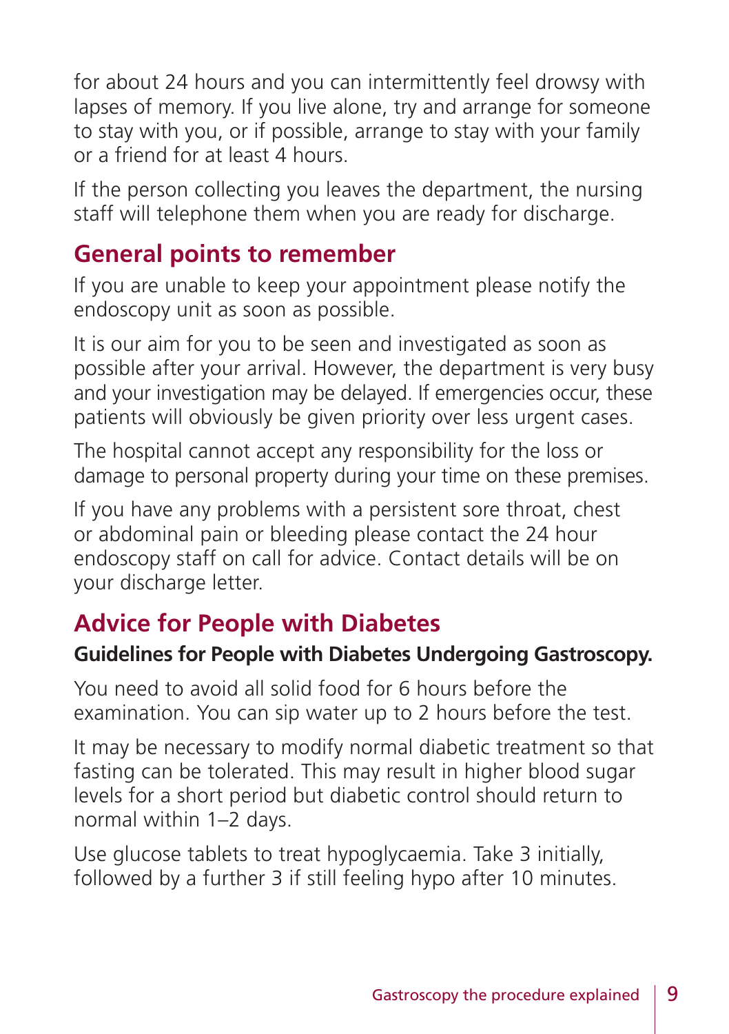for about 24 hours and you can intermittently feel drowsy with lapses of memory. If you live alone, try and arrange for someone to stay with you, or if possible, arrange to stay with your family or a friend for at least 4 hours.

If the person collecting you leaves the department, the nursing staff will telephone them when you are ready for discharge.

## General points to remember

If you are unable to keep your appointment please notify the endoscopy unit as soon as possible.

It is our aim for you to be seen and investigated as soon as possible after your arrival. However, the department is very busy and your investigation may be delayed. If emergencies occur, these patients will obviously be given priority over less urgent cases.

The hospital cannot accept any responsibility for the loss or damage to personal property during your time on these premises.

If you have any problems with a persistent sore throat, chest or abdominal pain or bleeding please contact the 24 hour endoscopy staff on call for advice. Contact details will be on your discharge letter.

## Advice for People with Diabetes

**Guidelines for People with Diabetes Undergoing Gastroscopy.**

You need to avoid all solid food for 6 hours before the examination. You can sip water up to 2 hours before the test.

It may be necessary to modify normal diabetic treatment so that fasting can be tolerated. This may result in higher blood sugar levels for a short period but diabetic control should return to normal within 1–2 days.

Use glucose tablets to treat hypoglycaemia. Take 3 initially, followed by a further 3 if still feeling hypo after 10 minutes.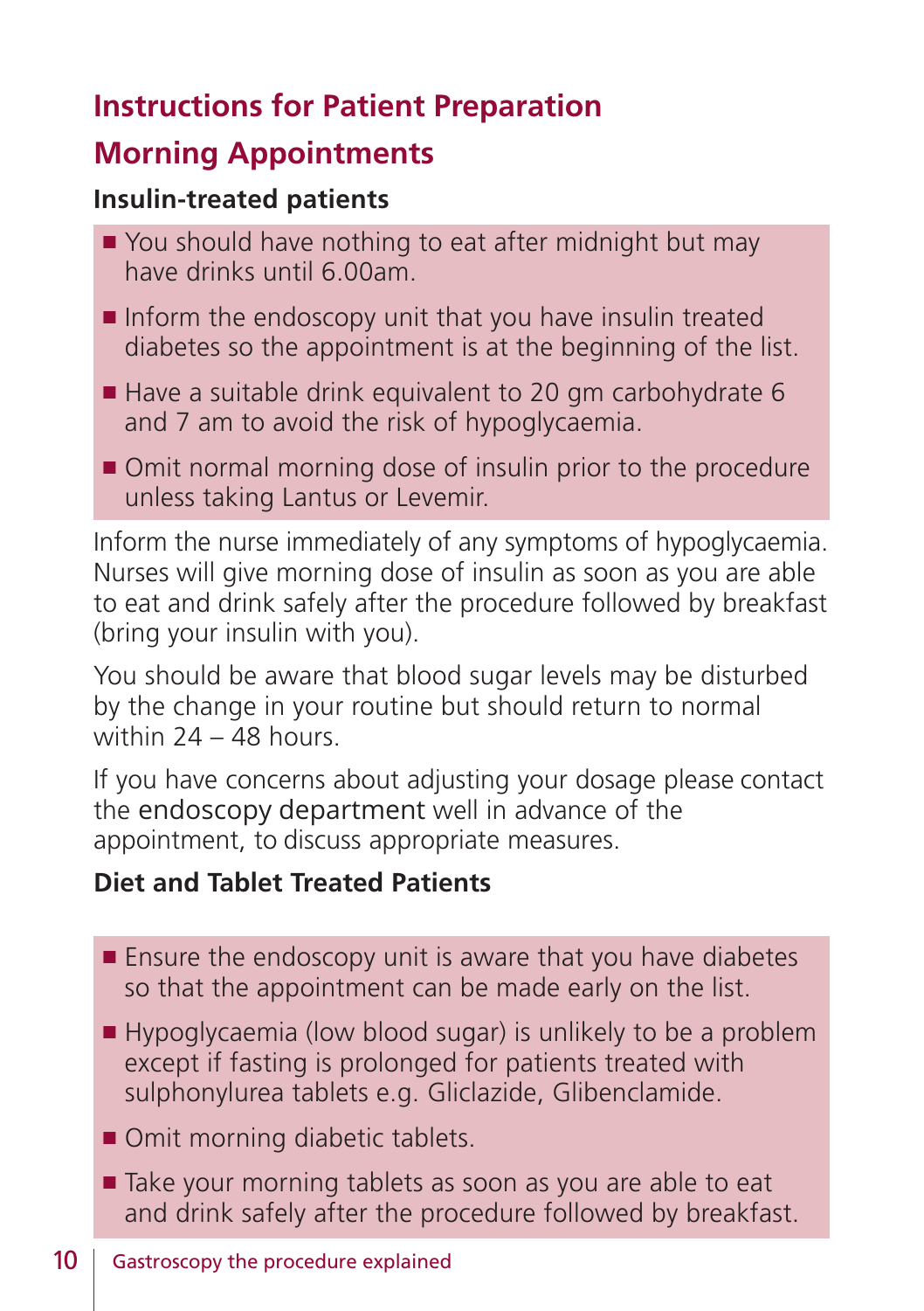## Instructions for Patient Preparation

## Morning Appointments

### Insulin-treated patients

- You should have nothing to eat after midnight but may have drinks until 6.00am.
- Inform the endoscopy unit that you have insulin treated diabetes so the appointment is at the beginning of the list.
- Have a suitable drink equivalent to 20 gm carbohydrate 6 and 7 am to avoid the risk of hypoglycaemia.
- Omit normal morning dose of insulin prior to the procedure unless taking Lantus or Levemir.

Inform the nurse immediately of any symptoms of hypoglycaemia. Nurses will give morning dose of insulin as soon as you are able to eat and drink safely after the procedure followed by breakfast (bring your insulin with you).

You should be aware that blood sugar levels may be disturbed by the change in your routine but should return to normal within 24 – 48 hours.

If you have concerns about adjusting your dosage please contact the endoscopy department well in advance of the appointment, to discuss appropriate measures.

### Diet and Tablet Treated Patients

- Ensure the endoscopy unit is aware that you have diabetes so that the appointment can be made early on the list.
- Hypoglycaemia (low blood sugar) is unlikely to be a problem except if fasting is prolonged for patients treated with sulphonylurea tablets e.g. Gliclazide, Glibenclamide.
- Omit morning diabetic tablets.
- Take your morning tablets as soon as you are able to eat and drink safely after the procedure followed by breakfast.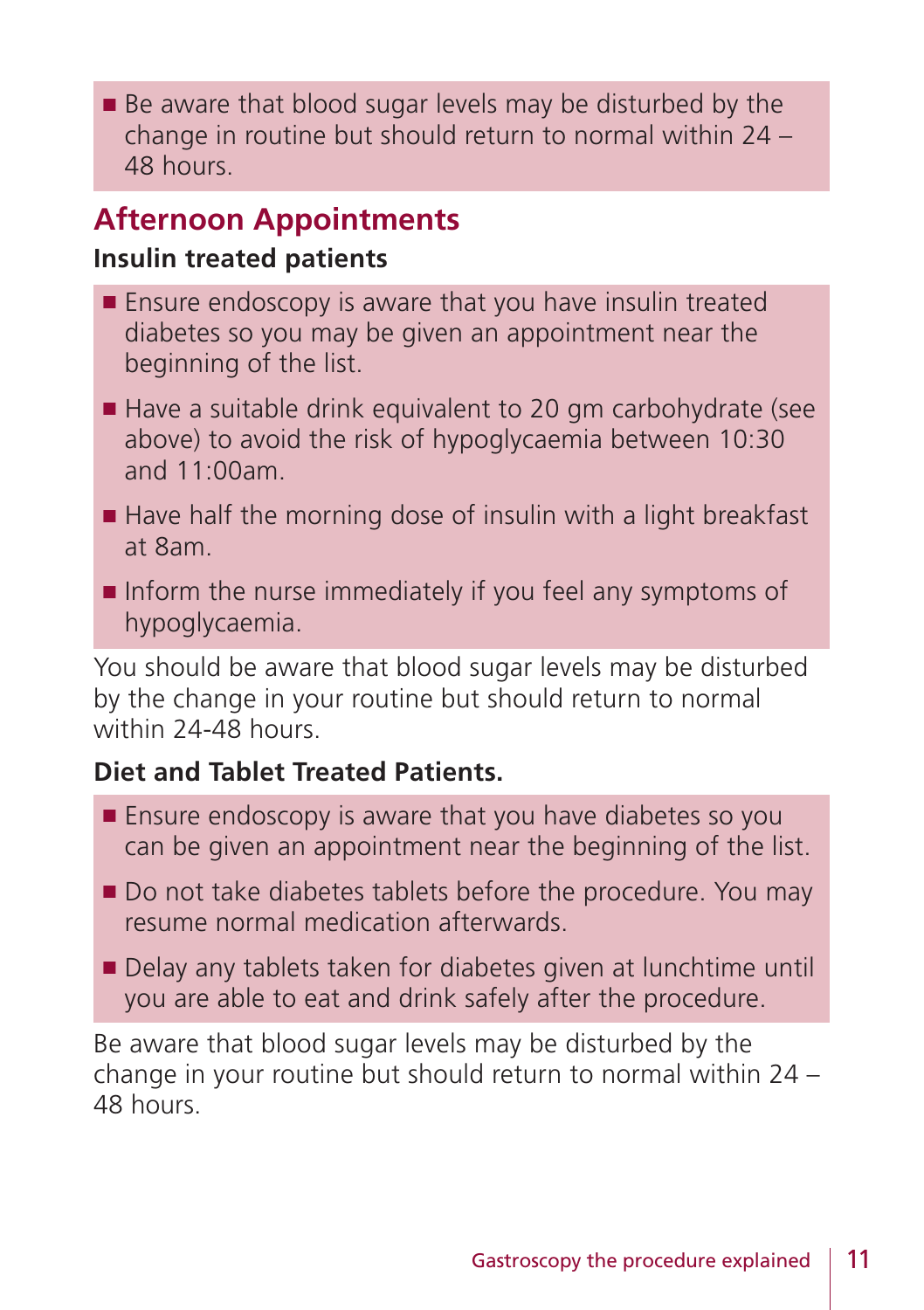- Be aware that blood sugar levels may be disturbed by the change in routine but should return to normal within 24 – 48 hours.

## Afternoon Appointments

**Insulin treated patients**

- Ensure endoscopy is aware that you have insulin treated diabetes so you may be given an appointment near the beginning of the list.
- Have a suitable drink equivalent to 20 gm carbohydrate (see above) to avoid the risk of hypoglycaemia between 10:30 and 11:00am.
- Have half the morning dose of insulin with a light breakfast at 8am.
- Inform the nurse immediately if you feel any symptoms of hypoglycaemia.

You should be aware that blood sugar levels may be disturbed by the change in your routine but should return to normal within 24-48 hours.

**Diet and Tablet Treated Patients.**

- Ensure endoscopy is aware that you have diabetes so you can be given an appointment near the beginning of the list.
- Do not take diabetes tablets before the procedure. You may resume normal medication afterwards.
- Delay any tablets taken for diabetes given at lunchtime until you are able to eat and drink safely after the procedure.

Be aware that blood sugar levels may be disturbed by the change in your routine but should return to normal within 24 – 48 hours.